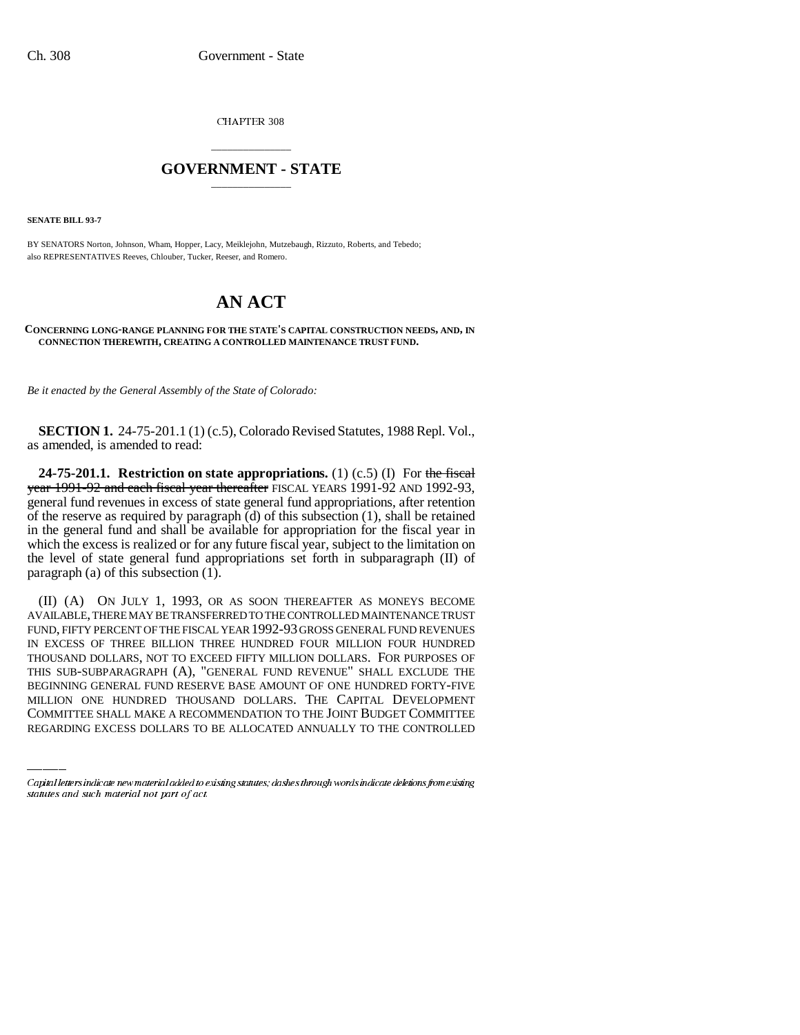CHAPTER 308

## GOVERNMENT - STATE

**SENATE BILL 93-7**

BY SENATORS Norton, Johnson, Wham, Hopper, Lacy, Meiklejohn, Mutzebaugh, Rizzuto, Roberts, and Tebedo; also REPRESENTATIVES Reeves, Chlouber, Tucker, Reeser, and Romero.

# AN ACT

**CONCERNING LONG-RANGE PLANNING FOR THE STATE'S CAPITAL CONSTRUCTION NEEDS, AND, IN CONNECTION THEREWITH, CREATING A CONTROLLED MAINTENANCE TRUST FUND.**

*Be it enacted by the General Assembly of the State of Colorado:*

**SECTION 1.** 24-75-201.1 (1) (c.5), Colorado Revised Statutes, 1988 Repl. Vol., as amended, is amended to read:

**24-75-201.1. Restriction on state appropriations.** (1) (c.5) (I) For ~~the fiscal year 1991-92 and each fiscal year thereafter~~ FISCAL YEARS 1991-92 AND 1992-93, general fund revenues in excess of state general fund appropriations, after retention of the reserve as required by paragraph (d) of this subsection (1), shall be retained in the general fund and shall be available for appropriation for the fiscal year in which the excess is realized or for any future fiscal year, subject to the limitation on the level of state general fund appropriations set forth in subparagraph (II) of paragraph (a) of this subsection (1).

(II) (A) ON JULY 1, 1993, OR AS SOON THEREAFTER AS MONEYS BECOME AVAILABLE, THERE MAY BE TRANSFERRED TO THE CONTROLLED MAINTENANCE TRUST FUND, FIFTY PERCENT OF THE FISCAL YEAR 1992-93 GROSS GENERAL FUND REVENUES IN EXCESS OF THREE BILLION THREE HUNDRED FOUR MILLION FOUR HUNDRED THOUSAND DOLLARS, NOT TO EXCEED FIFTY MILLION DOLLARS. FOR PURPOSES OF THIS SUB-SUBPARAGRAPH (A), "GENERAL FUND REVENUE" SHALL EXCLUDE THE BEGINNING GENERAL FUND RESERVE BASE AMOUNT OF ONE HUNDRED FORTY-FIVE MILLION ONE HUNDRED THOUSAND DOLLARS. THE CAPITAL DEVELOPMENT COMMITTEE SHALL MAKE A RECOMMENDATION TO THE JOINT BUDGET COMMITTEE REGARDING EXCESS DOLLARS TO BE ALLOCATED ANNUALLY TO THE CONTROLLED

Capital letters indicate new material added to existing statutes; dashes through words indicate deletions from existing statutes and such material not part of act.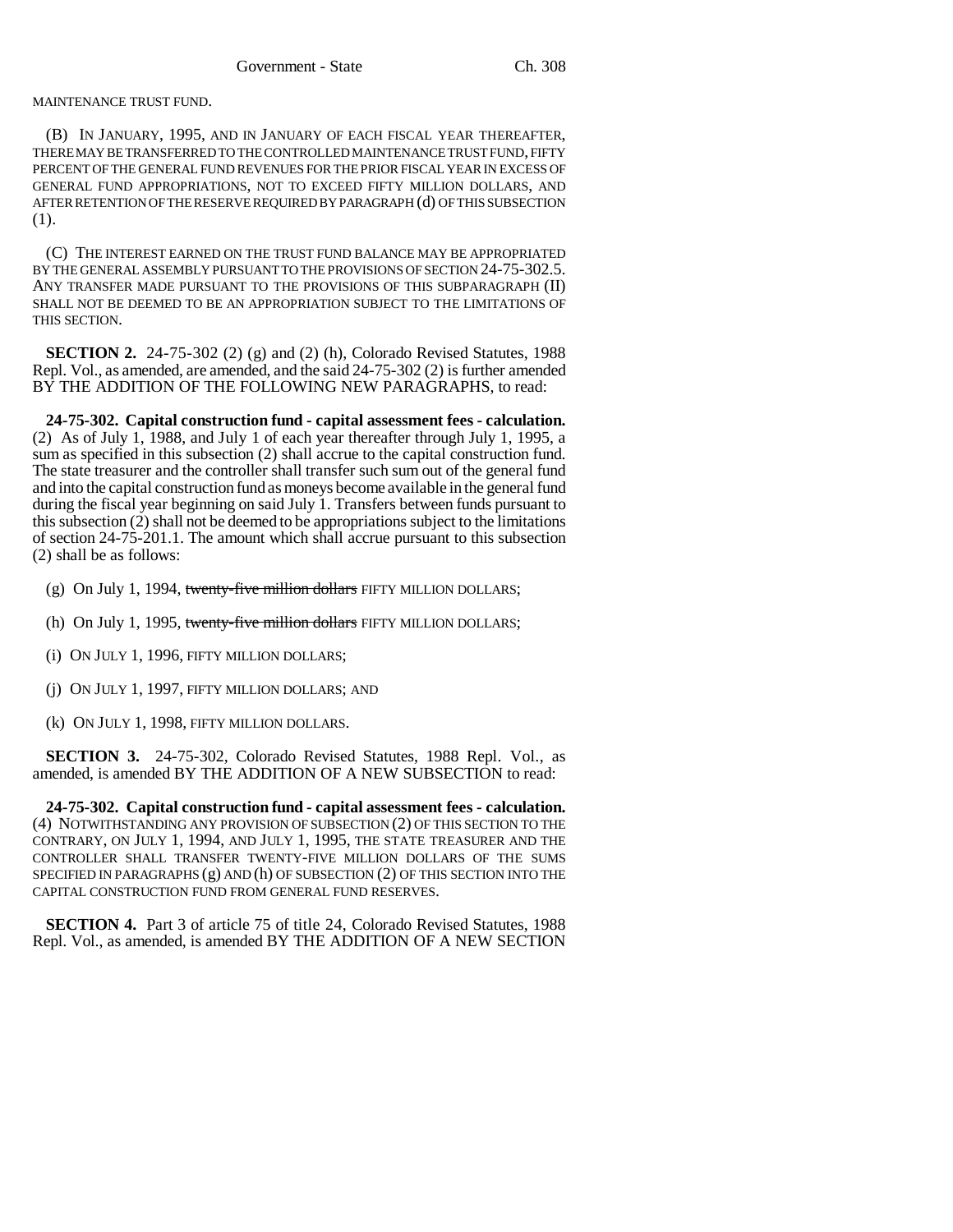MAINTENANCE TRUST FUND.

(B) IN JANUARY, 1995, AND IN JANUARY OF EACH FISCAL YEAR THEREAFTER, THERE MAY BE TRANSFERRED TO THE CONTROLLED MAINTENANCE TRUST FUND, FIFTY PERCENT OF THE GENERAL FUND REVENUES FOR THE PRIOR FISCAL YEAR IN EXCESS OF GENERAL FUND APPROPRIATIONS, NOT TO EXCEED FIFTY MILLION DOLLARS, AND AFTER RETENTION OF THE RESERVE REQUIRED BY PARAGRAPH (d) OF THIS SUBSECTION (1).

(C) THE INTEREST EARNED ON THE TRUST FUND BALANCE MAY BE APPROPRIATED BY THE GENERAL ASSEMBLY PURSUANT TO THE PROVISIONS OF SECTION 24-75-302.5. ANY TRANSFER MADE PURSUANT TO THE PROVISIONS OF THIS SUBPARAGRAPH (II) SHALL NOT BE DEEMED TO BE AN APPROPRIATION SUBJECT TO THE LIMITATIONS OF THIS SECTION.

**SECTION 2.** 24-75-302 (2) (g) and (2) (h), Colorado Revised Statutes, 1988 Repl. Vol., as amended, are amended, and the said 24-75-302 (2) is further amended BY THE ADDITION OF THE FOLLOWING NEW PARAGRAPHS, to read:

**24-75-302. Capital construction fund - capital assessment fees - calculation.** (2) As of July 1, 1988, and July 1 of each year thereafter through July 1, 1995, a sum as specified in this subsection (2) shall accrue to the capital construction fund. The state treasurer and the controller shall transfer such sum out of the general fund and into the capital construction fund as moneys become available in the general fund during the fiscal year beginning on said July 1. Transfers between funds pursuant to this subsection (2) shall not be deemed to be appropriations subject to the limitations of section 24-75-201.1. The amount which shall accrue pursuant to this subsection (2) shall be as follows:

(g) On July 1, 1994, ~~twenty-five million dollars~~ FIFTY MILLION DOLLARS;

(h) On July 1, 1995, ~~twenty-five million dollars~~ FIFTY MILLION DOLLARS;

(i) ON JULY 1, 1996, FIFTY MILLION DOLLARS;

(j) ON JULY 1, 1997, FIFTY MILLION DOLLARS; AND

(k) ON JULY 1, 1998, FIFTY MILLION DOLLARS.

**SECTION 3.** 24-75-302, Colorado Revised Statutes, 1988 Repl. Vol., as amended, is amended BY THE ADDITION OF A NEW SUBSECTION to read:

**24-75-302. Capital construction fund - capital assessment fees - calculation.** (4) NOTWITHSTANDING ANY PROVISION OF SUBSECTION (2) OF THIS SECTION TO THE CONTRARY, ON JULY 1, 1994, AND JULY 1, 1995, THE STATE TREASURER AND THE CONTROLLER SHALL TRANSFER TWENTY-FIVE MILLION DOLLARS OF THE SUMS SPECIFIED IN PARAGRAPHS (g) AND (h) OF SUBSECTION (2) OF THIS SECTION INTO THE CAPITAL CONSTRUCTION FUND FROM GENERAL FUND RESERVES.

**SECTION 4.** Part 3 of article 75 of title 24, Colorado Revised Statutes, 1988 Repl. Vol., as amended, is amended BY THE ADDITION OF A NEW SECTION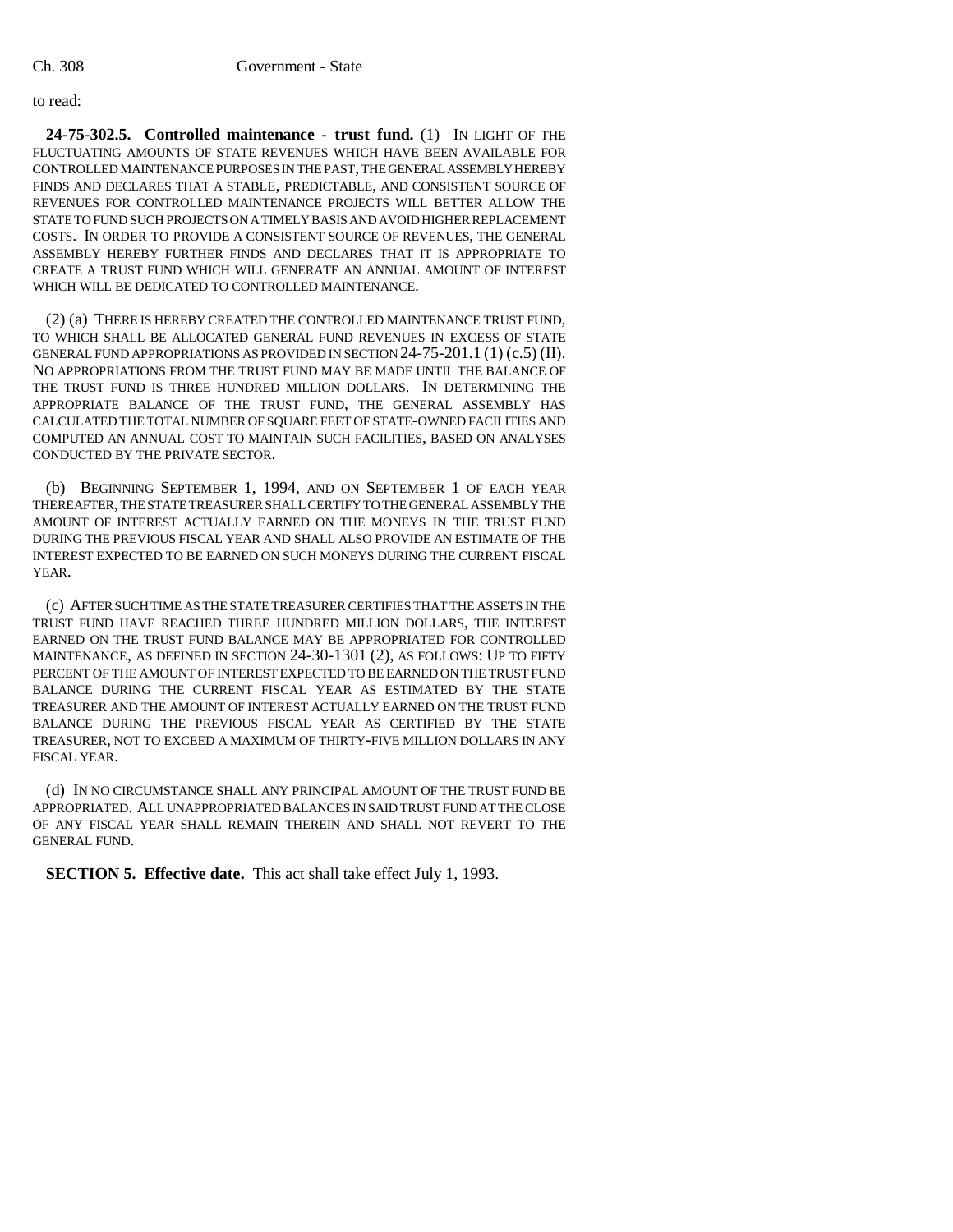to read:

**24-75-302.5. Controlled maintenance - trust fund.** (1) IN LIGHT OF THE FLUCTUATING AMOUNTS OF STATE REVENUES WHICH HAVE BEEN AVAILABLE FOR CONTROLLED MAINTENANCE PURPOSES IN THE PAST, THE GENERAL ASSEMBLY HEREBY FINDS AND DECLARES THAT A STABLE, PREDICTABLE, AND CONSISTENT SOURCE OF REVENUES FOR CONTROLLED MAINTENANCE PROJECTS WILL BETTER ALLOW THE STATE TO FUND SUCH PROJECTS ON A TIMELY BASIS AND AVOID HIGHER REPLACEMENT COSTS. IN ORDER TO PROVIDE A CONSISTENT SOURCE OF REVENUES, THE GENERAL ASSEMBLY HEREBY FURTHER FINDS AND DECLARES THAT IT IS APPROPRIATE TO CREATE A TRUST FUND WHICH WILL GENERATE AN ANNUAL AMOUNT OF INTEREST WHICH WILL BE DEDICATED TO CONTROLLED MAINTENANCE.

(2) (a) THERE IS HEREBY CREATED THE CONTROLLED MAINTENANCE TRUST FUND, TO WHICH SHALL BE ALLOCATED GENERAL FUND REVENUES IN EXCESS OF STATE GENERAL FUND APPROPRIATIONS AS PROVIDED IN SECTION 24-75-201.1 (1) (c.5) (II). NO APPROPRIATIONS FROM THE TRUST FUND MAY BE MADE UNTIL THE BALANCE OF THE TRUST FUND IS THREE HUNDRED MILLION DOLLARS. IN DETERMINING THE APPROPRIATE BALANCE OF THE TRUST FUND, THE GENERAL ASSEMBLY HAS CALCULATED THE TOTAL NUMBER OF SQUARE FEET OF STATE-OWNED FACILITIES AND COMPUTED AN ANNUAL COST TO MAINTAIN SUCH FACILITIES, BASED ON ANALYSES CONDUCTED BY THE PRIVATE SECTOR.

(b) BEGINNING SEPTEMBER 1, 1994, AND ON SEPTEMBER 1 OF EACH YEAR THEREAFTER, THE STATE TREASURER SHALL CERTIFY TO THE GENERAL ASSEMBLY THE AMOUNT OF INTEREST ACTUALLY EARNED ON THE MONEYS IN THE TRUST FUND DURING THE PREVIOUS FISCAL YEAR AND SHALL ALSO PROVIDE AN ESTIMATE OF THE INTEREST EXPECTED TO BE EARNED ON SUCH MONEYS DURING THE CURRENT FISCAL YEAR.

(c) AFTER SUCH TIME AS THE STATE TREASURER CERTIFIES THAT THE ASSETS IN THE TRUST FUND HAVE REACHED THREE HUNDRED MILLION DOLLARS, THE INTEREST EARNED ON THE TRUST FUND BALANCE MAY BE APPROPRIATED FOR CONTROLLED MAINTENANCE, AS DEFINED IN SECTION 24-30-1301 (2), AS FOLLOWS: UP TO FIFTY PERCENT OF THE AMOUNT OF INTEREST EXPECTED TO BE EARNED ON THE TRUST FUND BALANCE DURING THE CURRENT FISCAL YEAR AS ESTIMATED BY THE STATE TREASURER AND THE AMOUNT OF INTEREST ACTUALLY EARNED ON THE TRUST FUND BALANCE DURING THE PREVIOUS FISCAL YEAR AS CERTIFIED BY THE STATE TREASURER, NOT TO EXCEED A MAXIMUM OF THIRTY-FIVE MILLION DOLLARS IN ANY FISCAL YEAR.

(d) IN NO CIRCUMSTANCE SHALL ANY PRINCIPAL AMOUNT OF THE TRUST FUND BE APPROPRIATED. ALL UNAPPROPRIATED BALANCES IN SAID TRUST FUND AT THE CLOSE OF ANY FISCAL YEAR SHALL REMAIN THEREIN AND SHALL NOT REVERT TO THE GENERAL FUND.

**SECTION 5. Effective date.** This act shall take effect July 1, 1993.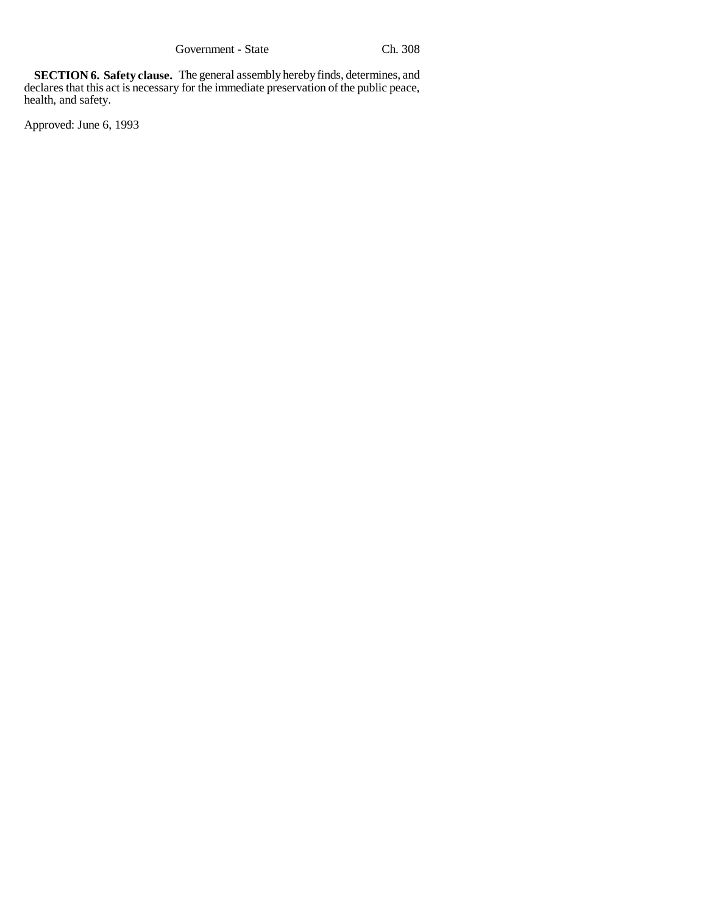**SECTION 6. Safety clause.** The general assembly hereby finds, determines, and declares that this act is necessary for the immediate preservation of the public peace, health, and safety.

Approved: June 6, 1993